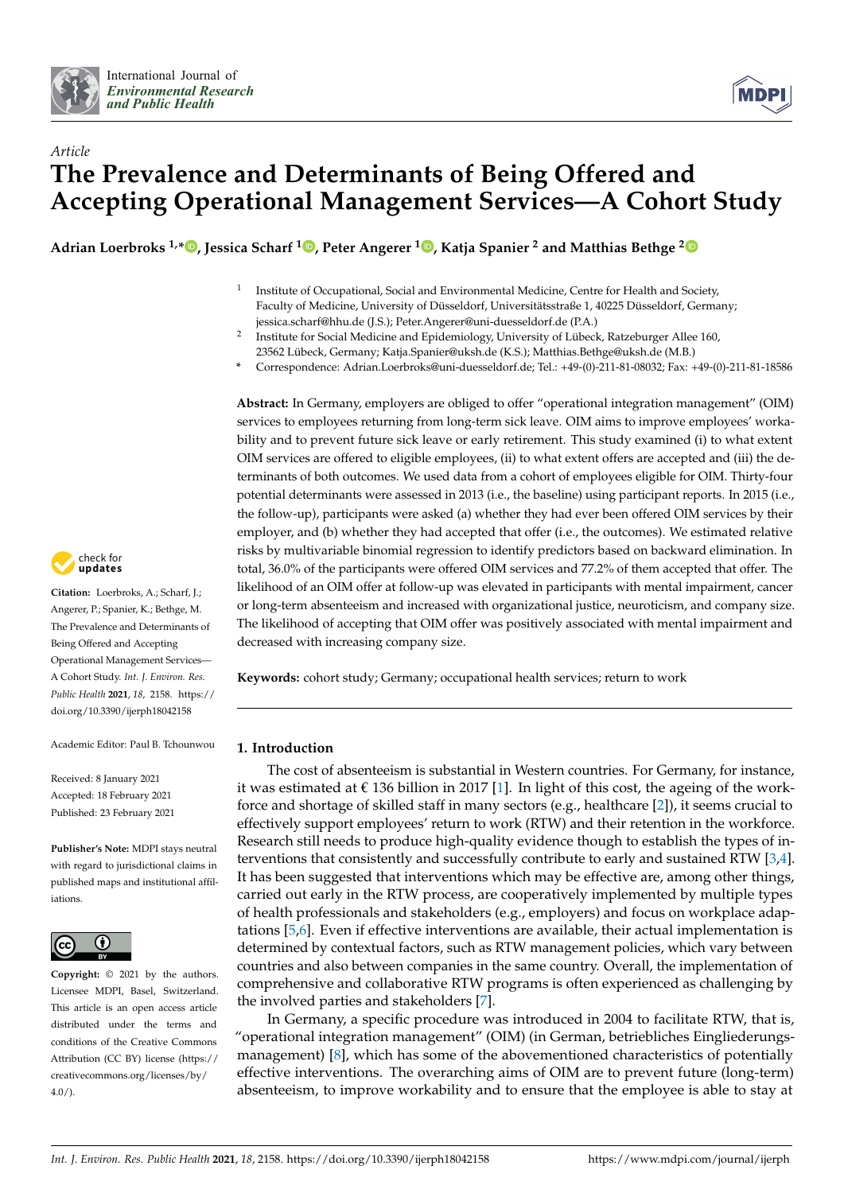*Article*

# The Prevalence and Determinants of Being Offered and Accepting Operational Management Services—A Cohort Study

**Adrian Loerbroks [1,*], Jessica Scharf [1], Peter Angerer [1], Katja Spanier [2] and Matthias Bethge [2]**

[1] Institute of Occupational, Social and Environmental Medicine, Centre for Health and Society, Faculty of Medicine, University of Düsseldorf, Universitätsstraße 1, 40225 Düsseldorf, Germany; jessica.scharf@hhu.de (J.S.); Peter.Angerer@uni-duesseldorf.de (P.A.)

[2] Institute for Social Medicine and Epidemiology, University of Lübeck, Ratzeburger Allee 160, 23562 Lübeck, Germany; Katja.Spanier@uksh.de (K.S.); Matthias.Bethge@uksh.de (M.B.)

[*] Correspondence: Adrian.Loerbroks@uni-duesseldorf.de; Tel.: +49-(0)-211-81-08032; Fax: +49-(0)-211-81-18586

**Abstract:** In Germany, employers are obliged to offer "operational integration management" (OIM) services to employees returning from long-term sick leave. OIM aims to improve employees' workability and to prevent future sick leave or early retirement. This study examined (i) to what extent OIM services are offered to eligible employees, (ii) to what extent offers are accepted and (iii) the determinants of both outcomes. We used data from a cohort of employees eligible for OIM. Thirty-four potential determinants were assessed in 2013 (i.e., the baseline) using participant reports. In 2015 (i.e., the follow-up), participants were asked (a) whether they had ever been offered OIM services by their employer, and (b) whether they had accepted that offer (i.e., the outcomes). We estimated relative risks by multivariable binomial regression to identify predictors based on backward elimination. In total, 36.0% of the participants were offered OIM services and 77.2% of them accepted that offer. The likelihood of an OIM offer at follow-up was elevated in participants with mental impairment, cancer or long-term absenteeism and increased with organizational justice, neuroticism, and company size. The likelihood of accepting that OIM offer was positively associated with mental impairment and decreased with increasing company size.

**Keywords:** cohort study; Germany; occupational health services; return to work

**Citation:** Loerbroks, A.; Scharf, J.; Angerer, P.; Spanier, K.; Bethge, M. The Prevalence and Determinants of Being Offered and Accepting Operational Management Services—A Cohort Study. *Int. J. Environ. Res. Public Health* **2021**, *18*, 2158. https://doi.org/10.3390/ijerph18042158

Academic Editor: Paul B. Tchounwou

Received: 8 January 2021
Accepted: 18 February 2021
Published: 23 February 2021

**Publisher's Note:** MDPI stays neutral with regard to jurisdictional claims in published maps and institutional affiliations.

**Copyright:** © 2021 by the authors. Licensee MDPI, Basel, Switzerland. This article is an open access article distributed under the terms and conditions of the Creative Commons Attribution (CC BY) license (https://creativecommons.org/licenses/by/4.0/).

## 1. Introduction

The cost of absenteeism is substantial in Western countries. For Germany, for instance, it was estimated at € 136 billion in 2017 [1]. In light of this cost, the ageing of the workforce and shortage of skilled staff in many sectors (e.g., healthcare [2]), it seems crucial to effectively support employees' return to work (RTW) and their retention in the workforce. Research still needs to produce high-quality evidence though to establish the types of interventions that consistently and successfully contribute to early and sustained RTW [3,4]. It has been suggested that interventions which may be effective are, among other things, carried out early in the RTW process, are cooperatively implemented by multiple types of health professionals and stakeholders (e.g., employers) and focus on workplace adaptations [5,6]. Even if effective interventions are available, their actual implementation is determined by contextual factors, such as RTW management policies, which vary between countries and also between companies in the same country. Overall, the implementation of comprehensive and collaborative RTW programs is often experienced as challenging by the involved parties and stakeholders [7].

In Germany, a specific procedure was introduced in 2004 to facilitate RTW, that is, "operational integration management" (OIM) (in German, betriebliches Eingliederungsmanagement) [8], which has some of the abovementioned characteristics of potentially effective interventions. The overarching aims of OIM are to prevent future (long-term) absenteeism, to improve workability and to ensure that the employee is able to stay at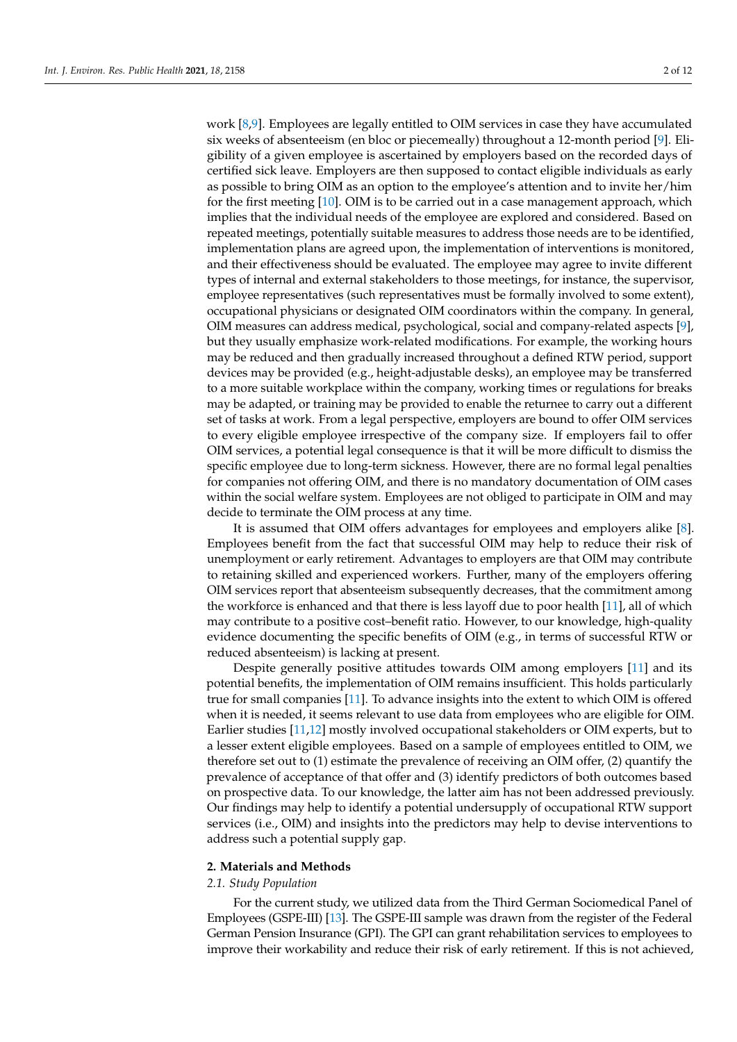work [8,9]. Employees are legally entitled to OIM services in case they have accumulated six weeks of absenteeism (en bloc or piecemeally) throughout a 12-month period [9]. Eligibility of a given employee is ascertained by employers based on the recorded days of certified sick leave. Employers are then supposed to contact eligible individuals as early as possible to bring OIM as an option to the employee's attention and to invite her/him for the first meeting [10]. OIM is to be carried out in a case management approach, which implies that the individual needs of the employee are explored and considered. Based on repeated meetings, potentially suitable measures to address those needs are to be identified, implementation plans are agreed upon, the implementation of interventions is monitored, and their effectiveness should be evaluated. The employee may agree to invite different types of internal and external stakeholders to those meetings, for instance, the supervisor, employee representatives (such representatives must be formally involved to some extent), occupational physicians or designated OIM coordinators within the company. In general, OIM measures can address medical, psychological, social and company-related aspects [9], but they usually emphasize work-related modifications. For example, the working hours may be reduced and then gradually increased throughout a defined RTW period, support devices may be provided (e.g., height-adjustable desks), an employee may be transferred to a more suitable workplace within the company, working times or regulations for breaks may be adapted, or training may be provided to enable the returnee to carry out a different set of tasks at work. From a legal perspective, employers are bound to offer OIM services to every eligible employee irrespective of the company size. If employers fail to offer OIM services, a potential legal consequence is that it will be more difficult to dismiss the specific employee due to long-term sickness. However, there are no formal legal penalties for companies not offering OIM, and there is no mandatory documentation of OIM cases within the social welfare system. Employees are not obliged to participate in OIM and may decide to terminate the OIM process at any time.

It is assumed that OIM offers advantages for employees and employers alike [8]. Employees benefit from the fact that successful OIM may help to reduce their risk of unemployment or early retirement. Advantages to employers are that OIM may contribute to retaining skilled and experienced workers. Further, many of the employers offering OIM services report that absenteeism subsequently decreases, that the commitment among the workforce is enhanced and that there is less layoff due to poor health [11], all of which may contribute to a positive cost–benefit ratio. However, to our knowledge, high-quality evidence documenting the specific benefits of OIM (e.g., in terms of successful RTW or reduced absenteeism) is lacking at present.

Despite generally positive attitudes towards OIM among employers [11] and its potential benefits, the implementation of OIM remains insufficient. This holds particularly true for small companies [11]. To advance insights into the extent to which OIM is offered when it is needed, it seems relevant to use data from employees who are eligible for OIM. Earlier studies [11,12] mostly involved occupational stakeholders or OIM experts, but to a lesser extent eligible employees. Based on a sample of employees entitled to OIM, we therefore set out to (1) estimate the prevalence of receiving an OIM offer, (2) quantify the prevalence of acceptance of that offer and (3) identify predictors of both outcomes based on prospective data. To our knowledge, the latter aim has not been addressed previously. Our findings may help to identify a potential undersupply of occupational RTW support services (i.e., OIM) and insights into the predictors may help to devise interventions to address such a potential supply gap.

## 2. Materials and Methods

### 2.1. Study Population

For the current study, we utilized data from the Third German Sociomedical Panel of Employees (GSPE-III) [13]. The GSPE-III sample was drawn from the register of the Federal German Pension Insurance (GPI). The GPI can grant rehabilitation services to employees to improve their workability and reduce their risk of early retirement. If this is not achieved,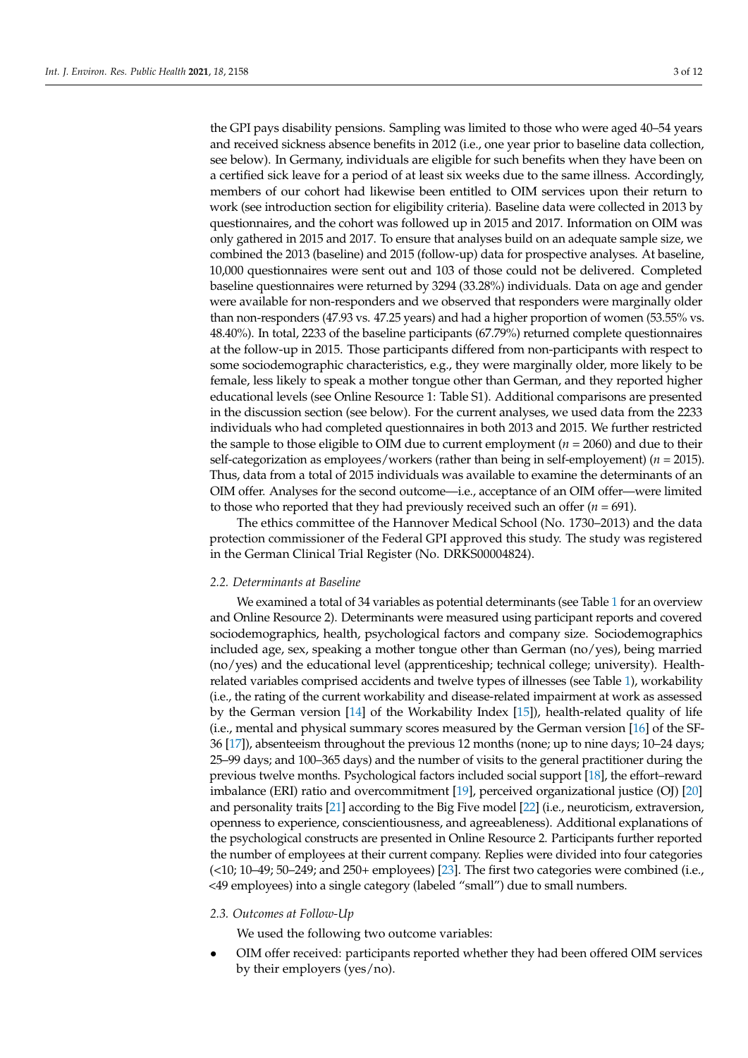the GPI pays disability pensions. Sampling was limited to those who were aged 40–54 years and received sickness absence benefits in 2012 (i.e., one year prior to baseline data collection, see below). In Germany, individuals are eligible for such benefits when they have been on a certified sick leave for a period of at least six weeks due to the same illness. Accordingly, members of our cohort had likewise been entitled to OIM services upon their return to work (see introduction section for eligibility criteria). Baseline data were collected in 2013 by questionnaires, and the cohort was followed up in 2015 and 2017. Information on OIM was only gathered in 2015 and 2017. To ensure that analyses build on an adequate sample size, we combined the 2013 (baseline) and 2015 (follow-up) data for prospective analyses. At baseline, 10,000 questionnaires were sent out and 103 of those could not be delivered. Completed baseline questionnaires were returned by 3294 (33.28%) individuals. Data on age and gender were available for non-responders and we observed that responders were marginally older than non-responders (47.93 vs. 47.25 years) and had a higher proportion of women (53.55% vs. 48.40%). In total, 2233 of the baseline participants (67.79%) returned complete questionnaires at the follow-up in 2015. Those participants differed from non-participants with respect to some sociodemographic characteristics, e.g., they were marginally older, more likely to be female, less likely to speak a mother tongue other than German, and they reported higher educational levels (see Online Resource 1: Table S1). Additional comparisons are presented in the discussion section (see below). For the current analyses, we used data from the 2233 individuals who had completed questionnaires in both 2013 and 2015. We further restricted the sample to those eligible to OIM due to current employment ($n$ = 2060) and due to their self-categorization as employees/workers (rather than being in self-employment) ($n$ = 2015). Thus, data from a total of 2015 individuals was available to examine the determinants of an OIM offer. Analyses for the second outcome—i.e., acceptance of an OIM offer—were limited to those who reported that they had previously received such an offer ($n$ = 691).

The ethics committee of the Hannover Medical School (No. 1730–2013) and the data protection commissioner of the Federal GPI approved this study. The study was registered in the German Clinical Trial Register (No. DRKS00004824).

### 2.2. Determinants at Baseline

We examined a total of 34 variables as potential determinants (see Table 1 for an overview and Online Resource 2). Determinants were measured using participant reports and covered sociodemographics, health, psychological factors and company size. Sociodemographics included age, sex, speaking a mother tongue other than German (no/yes), being married (no/yes) and the educational level (apprenticeship; technical college; university). Health-related variables comprised accidents and twelve types of illnesses (see Table 1), workability (i.e., the rating of the current workability and disease-related impairment at work as assessed by the German version [14] of the Workability Index [15]), health-related quality of life (i.e., mental and physical summary scores measured by the German version [16] of the SF-36 [17]), absenteeism throughout the previous 12 months (none; up to nine days; 10–24 days; 25–99 days; and 100–365 days) and the number of visits to the general practitioner during the previous twelve months. Psychological factors included social support [18], the effort–reward imbalance (ERI) ratio and overcommitment [19], perceived organizational justice (OJ) [20] and personality traits [21] according to the Big Five model [22] (i.e., neuroticism, extraversion, openness to experience, conscientiousness, and agreeableness). Additional explanations of the psychological constructs are presented in Online Resource 2. Participants further reported the number of employees at their current company. Replies were divided into four categories (<10; 10–49; 50–249; and 250+ employees) [23]. The first two categories were combined (i.e., <49 employees) into a single category (labeled "small") due to small numbers.

### 2.3. Outcomes at Follow-Up

We used the following two outcome variables:

- OIM offer received: participants reported whether they had been offered OIM services by their employers (yes/no).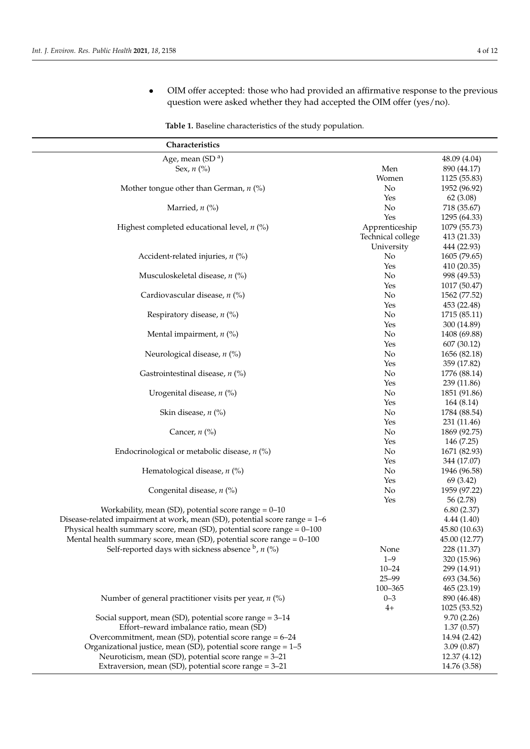- OIM offer accepted: those who had provided an affirmative response to the previous question were asked whether they had accepted the OIM offer (yes/no).

**Table 1.** Baseline characteristics of the study population.

| Characteristics | | |
|---|---|---|
| Age, mean (SD [a]) | | 48.09 (4.04) |
| Sex, *n* (%) | Men | 890 (44.17) |
| | Women | 1125 (55.83) |
| Mother tongue other than German, *n* (%) | No | 1952 (96.92) |
| | Yes | 62 (3.08) |
| Married, *n* (%) | No | 718 (35.67) |
| | Yes | 1295 (64.33) |
| Highest completed educational level, *n* (%) | Apprenticeship | 1079 (55.73) |
| | Technical college | 413 (21.33) |
| | University | 444 (22.93) |
| Accident-related injuries, *n* (%) | No | 1605 (79.65) |
| | Yes | 410 (20.35) |
| Musculoskeletal disease, *n* (%) | No | 998 (49.53) |
| | Yes | 1017 (50.47) |
| Cardiovascular disease, *n* (%) | No | 1562 (77.52) |
| | Yes | 453 (22.48) |
| Respiratory disease, *n* (%) | No | 1715 (85.11) |
| | Yes | 300 (14.89) |
| Mental impairment, *n* (%) | No | 1408 (69.88) |
| | Yes | 607 (30.12) |
| Neurological disease, *n* (%) | No | 1656 (82.18) |
| | Yes | 359 (17.82) |
| Gastrointestinal disease, *n* (%) | No | 1776 (88.14) |
| | Yes | 239 (11.86) |
| Urogenital disease, *n* (%) | No | 1851 (91.86) |
| | Yes | 164 (8.14) |
| Skin disease, *n* (%) | No | 1784 (88.54) |
| | Yes | 231 (11.46) |
| Cancer, *n* (%) | No | 1869 (92.75) |
| | Yes | 146 (7.25) |
| Endocrinological or metabolic disease, *n* (%) | No | 1671 (82.93) |
| | Yes | 344 (17.07) |
| Hematological disease, *n* (%) | No | 1946 (96.58) |
| | Yes | 69 (3.42) |
| Congenital disease, *n* (%) | No | 1959 (97.22) |
| | Yes | 56 (2.78) |
| Workability, mean (SD), potential score range = 0–10 | | 6.80 (2.37) |
| Disease-related impairment at work, mean (SD), potential score range = 1–6 | | 4.44 (1.40) |
| Physical health summary score, mean (SD), potential score range = 0–100 | | 45.80 (10.63) |
| Mental health summary score, mean (SD), potential score range = 0–100 | | 45.00 (12.77) |
| Self-reported days with sickness absence [b], *n* (%) | None | 228 (11.37) |
| | 1–9 | 320 (15.96) |
| | 10–24 | 299 (14.91) |
| | 25–99 | 693 (34.56) |
| | 100–365 | 465 (23.19) |
| Number of general practitioner visits per year, *n* (%) | 0–3 | 890 (46.48) |
| | 4+ | 1025 (53.52) |
| Social support, mean (SD), potential score range = 3–14 | | 9.70 (2.26) |
| Effort–reward imbalance ratio, mean (SD) | | 1.37 (0.57) |
| Overcommitment, mean (SD), potential score range = 6–24 | | 14.94 (2.42) |
| Organizational justice, mean (SD), potential score range = 1–5 | | 3.09 (0.87) |
| Neuroticism, mean (SD), potential score range = 3–21 | | 12.37 (4.12) |
| Extraversion, mean (SD), potential score range = 3–21 | | 14.76 (3.58) |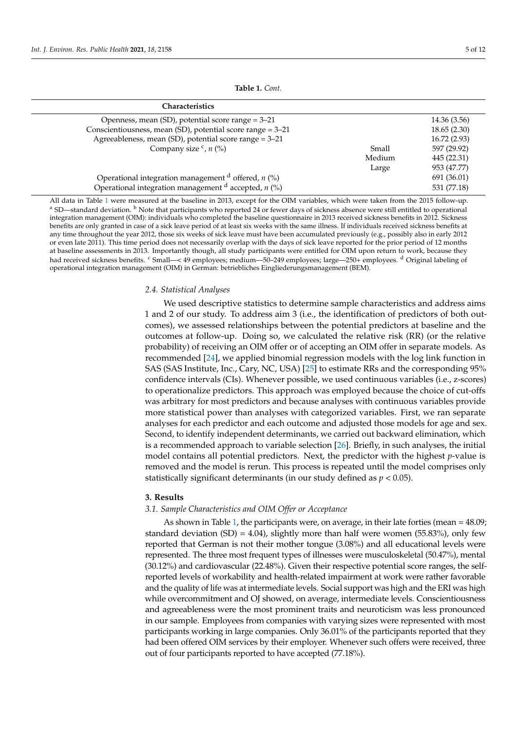**Table 1.** *Cont.*

| Characteristics | | |
|---|---|---|
| Openness, mean (SD), potential score range = 3–21 | | 14.36 (3.56) |
| Conscientiousness, mean (SD), potential score range = 3–21 | | 18.65 (2.30) |
| Agreeableness, mean (SD), potential score range = 3–21 | | 16.72 (2.93) |
| Company size [c], *n* (%) | Small | 597 (29.92) |
| | Medium | 445 (22.31) |
| | Large | 953 (47.77) |
| Operational integration management [d] offered, *n* (%) | | 691 (36.01) |
| Operational integration management [d] accepted, *n* (%) | | 531 (77.18) |

All data in Table 1 were measured at the baseline in 2013, except for the OIM variables, which were taken from the 2015 follow-up. [a] SD—standard deviation. [b] Note that participants who reported 24 or fewer days of sickness absence were still entitled to operational integration management (OIM): individuals who completed the baseline questionnaire in 2013 received sickness benefits in 2012. Sickness benefits are only granted in case of a sick leave period of at least six weeks with the same illness. If individuals received sickness benefits at any time throughout the year 2012, those six weeks of sick leave must have been accumulated previously (e.g., possibly also in early 2012 or even late 2011). This time period does not necessarily overlap with the days of sick leave reported for the prior period of 12 months at baseline assessments in 2013. Importantly though, all study participants were entitled for OIM upon return to work, because they had received sickness benefits. [c] Small—< 49 employees; medium—50–249 employees; large—250+ employees. [d] Original labeling of operational integration management (OIM) in German: betriebliches Eingliederungsmanagement (BEM).

### 2.4. Statistical Analyses

We used descriptive statistics to determine sample characteristics and address aims 1 and 2 of our study. To address aim 3 (i.e., the identification of predictors of both outcomes), we assessed relationships between the potential predictors at baseline and the outcomes at follow-up. Doing so, we calculated the relative risk (RR) (or the relative probability) of receiving an OIM offer or of accepting an OIM offer in separate models. As recommended [24], we applied binomial regression models with the log link function in SAS (SAS Institute, Inc., Cary, NC, USA) [25] to estimate RRs and the corresponding 95% confidence intervals (CIs). Whenever possible, we used continuous variables (i.e., *z*-scores) to operationalize predictors. This approach was employed because the choice of cut-offs was arbitrary for most predictors and because analyses with continuous variables provide more statistical power than analyses with categorized variables. First, we ran separate analyses for each predictor and each outcome and adjusted those models for age and sex. Second, to identify independent determinants, we carried out backward elimination, which is a recommended approach to variable selection [26]. Briefly, in such analyses, the initial model contains all potential predictors. Next, the predictor with the highest *p*-value is removed and the model is rerun. This process is repeated until the model comprises only statistically significant determinants (in our study defined as $p < 0.05$).

## 3. Results

### 3.1. Sample Characteristics and OIM Offer or Acceptance

As shown in Table 1, the participants were, on average, in their late forties (mean = 48.09; standard deviation (SD) = 4.04), slightly more than half were women (55.83%), only few reported that German is not their mother tongue (3.08%) and all educational levels were represented. The three most frequent types of illnesses were musculoskeletal (50.47%), mental (30.12%) and cardiovascular (22.48%). Given their respective potential score ranges, the self-reported levels of workability and health-related impairment at work were rather favorable and the quality of life was at intermediate levels. Social support was high and the ERI was high while overcommitment and OJ showed, on average, intermediate levels. Conscientiousness and agreeableness were the most prominent traits and neuroticism was less pronounced in our sample. Employees from companies with varying sizes were represented with most participants working in large companies. Only 36.01% of the participants reported that they had been offered OIM services by their employer. Whenever such offers were received, three out of four participants reported to have accepted (77.18%).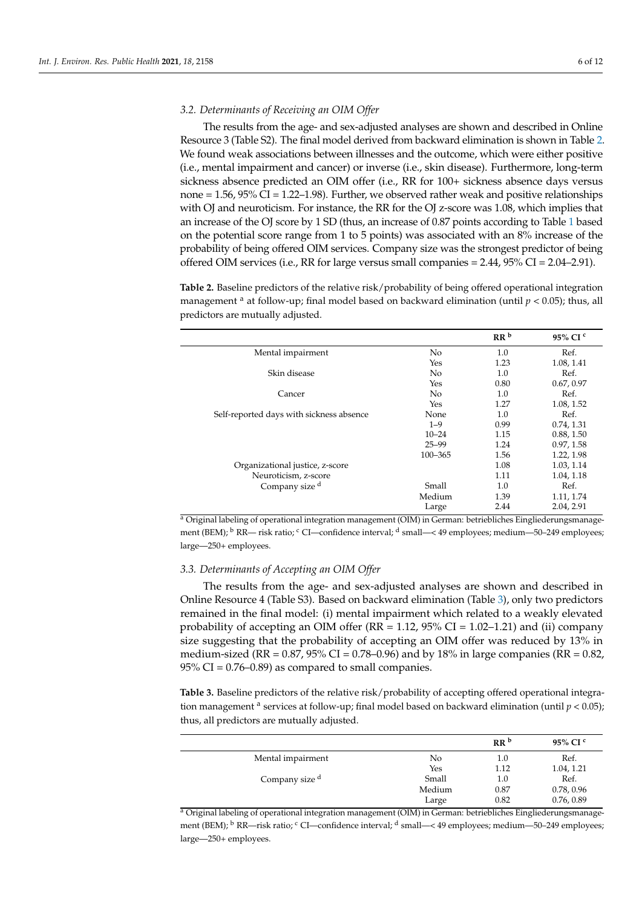### 3.2. Determinants of Receiving an OIM Offer

The results from the age- and sex-adjusted analyses are shown and described in Online Resource 3 (Table S2). The final model derived from backward elimination is shown in Table 2. We found weak associations between illnesses and the outcome, which were either positive (i.e., mental impairment and cancer) or inverse (i.e., skin disease). Furthermore, long-term sickness absence predicted an OIM offer (i.e., RR for 100+ sickness absence days versus none = 1.56, 95% CI = 1.22–1.98). Further, we observed rather weak and positive relationships with OJ and neuroticism. For instance, the RR for the OJ z-score was 1.08, which implies that an increase of the OJ score by 1 SD (thus, an increase of 0.87 points according to Table 1 based on the potential score range from 1 to 5 points) was associated with an 8% increase of the probability of being offered OIM services. Company size was the strongest predictor of being offered OIM services (i.e., RR for large versus small companies = 2.44, 95% CI = 2.04–2.91).

**Table 2.** Baseline predictors of the relative risk/probability of being offered operational integration management [a] at follow-up; final model based on backward elimination (until $p < 0.05$); thus, all predictors are mutually adjusted.

| | | RR [b] | 95% CI [c] |
|---|---|---|---|
| Mental impairment | No | 1.0 | Ref. |
| | Yes | 1.23 | 1.08, 1.41 |
| Skin disease | No | 1.0 | Ref. |
| | Yes | 0.80 | 0.67, 0.97 |
| Cancer | No | 1.0 | Ref. |
| | Yes | 1.27 | 1.08, 1.52 |
| Self-reported days with sickness absence | None | 1.0 | Ref. |
| | 1–9 | 0.99 | 0.74, 1.31 |
| | 10–24 | 1.15 | 0.88, 1.50 |
| | 25–99 | 1.24 | 0.97, 1.58 |
| | 100–365 | 1.56 | 1.22, 1.98 |
| Organizational justice, z-score | | 1.08 | 1.03, 1.14 |
| Neuroticism, z-score | | 1.11 | 1.04, 1.18 |
| Company size [d] | Small | 1.0 | Ref. |
| | Medium | 1.39 | 1.11, 1.74 |
| | Large | 2.44 | 2.04, 2.91 |

[a] Original labeling of operational integration management (OIM) in German: betriebliches Eingliederungsmanagement (BEM); [b] RR— risk ratio; [c] CI—confidence interval; [d] small—< 49 employees; medium—50–249 employees; large—250+ employees.

### 3.3. Determinants of Accepting an OIM Offer

The results from the age- and sex-adjusted analyses are shown and described in Online Resource 4 (Table S3). Based on backward elimination (Table 3), only two predictors remained in the final model: (i) mental impairment which related to a weakly elevated probability of accepting an OIM offer (RR = 1.12, 95% CI = 1.02–1.21) and (ii) company size suggesting that the probability of accepting an OIM offer was reduced by 13% in medium-sized (RR = 0.87, 95% CI = 0.78–0.96) and by 18% in large companies (RR = 0.82, 95% CI = 0.76–0.89) as compared to small companies.

**Table 3.** Baseline predictors of the relative risk/probability of accepting offered operational integration management [a] services at follow-up; final model based on backward elimination (until $p < 0.05$); thus, all predictors are mutually adjusted.

| | | RR [b] | 95% CI [c] |
|---|---|---|---|
| Mental impairment | No | 1.0 | Ref. |
| | Yes | 1.12 | 1.04, 1.21 |
| Company size [d] | Small | 1.0 | Ref. |
| | Medium | 0.87 | 0.78, 0.96 |
| | Large | 0.82 | 0.76, 0.89 |

[a] Original labeling of operational integration management (OIM) in German: betriebliches Eingliederungsmanagement (BEM); [b] RR—risk ratio; [c] CI—confidence interval; [d] small—< 49 employees; medium—50–249 employees; large—250+ employees.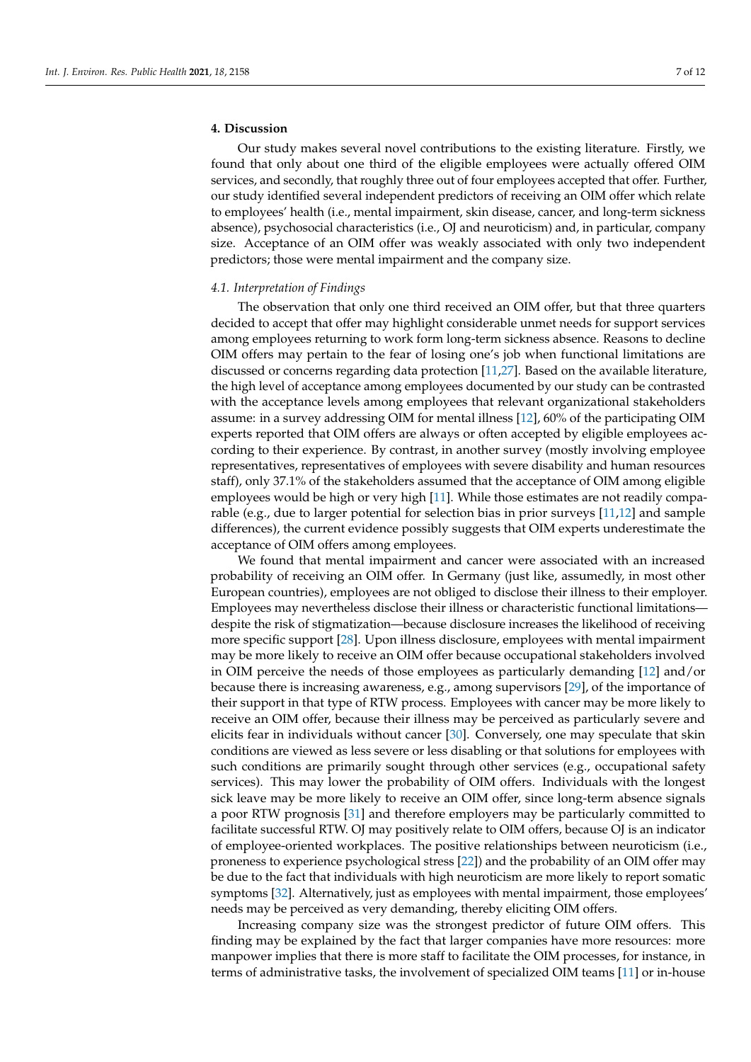## 4. Discussion

Our study makes several novel contributions to the existing literature. Firstly, we found that only about one third of the eligible employees were actually offered OIM services, and secondly, that roughly three out of four employees accepted that offer. Further, our study identified several independent predictors of receiving an OIM offer which relate to employees' health (i.e., mental impairment, skin disease, cancer, and long-term sickness absence), psychosocial characteristics (i.e., OJ and neuroticism) and, in particular, company size. Acceptance of an OIM offer was weakly associated with only two independent predictors; those were mental impairment and the company size.

### *4.1. Interpretation of Findings*

The observation that only one third received an OIM offer, but that three quarters decided to accept that offer may highlight considerable unmet needs for support services among employees returning to work form long-term sickness absence. Reasons to decline OIM offers may pertain to the fear of losing one's job when functional limitations are discussed or concerns regarding data protection [11,27]. Based on the available literature, the high level of acceptance among employees documented by our study can be contrasted with the acceptance levels among employees that relevant organizational stakeholders assume: in a survey addressing OIM for mental illness [12], 60% of the participating OIM experts reported that OIM offers are always or often accepted by eligible employees according to their experience. By contrast, in another survey (mostly involving employee representatives, representatives of employees with severe disability and human resources staff), only 37.1% of the stakeholders assumed that the acceptance of OIM among eligible employees would be high or very high [11]. While those estimates are not readily comparable (e.g., due to larger potential for selection bias in prior surveys [11,12] and sample differences), the current evidence possibly suggests that OIM experts underestimate the acceptance of OIM offers among employees.

We found that mental impairment and cancer were associated with an increased probability of receiving an OIM offer. In Germany (just like, assumedly, in most other European countries), employees are not obliged to disclose their illness to their employer. Employees may nevertheless disclose their illness or characteristic functional limitations—despite the risk of stigmatization—because disclosure increases the likelihood of receiving more specific support [28]. Upon illness disclosure, employees with mental impairment may be more likely to receive an OIM offer because occupational stakeholders involved in OIM perceive the needs of those employees as particularly demanding [12] and/or because there is increasing awareness, e.g., among supervisors [29], of the importance of their support in that type of RTW process. Employees with cancer may be more likely to receive an OIM offer, because their illness may be perceived as particularly severe and elicits fear in individuals without cancer [30]. Conversely, one may speculate that skin conditions are viewed as less severe or less disabling or that solutions for employees with such conditions are primarily sought through other services (e.g., occupational safety services). This may lower the probability of OIM offers. Individuals with the longest sick leave may be more likely to receive an OIM offer, since long-term absence signals a poor RTW prognosis [31] and therefore employers may be particularly committed to facilitate successful RTW. OJ may positively relate to OIM offers, because OJ is an indicator of employee-oriented workplaces. The positive relationships between neuroticism (i.e., proneness to experience psychological stress [22]) and the probability of an OIM offer may be due to the fact that individuals with high neuroticism are more likely to report somatic symptoms [32]. Alternatively, just as employees with mental impairment, those employees' needs may be perceived as very demanding, thereby eliciting OIM offers.

Increasing company size was the strongest predictor of future OIM offers. This finding may be explained by the fact that larger companies have more resources: more manpower implies that there is more staff to facilitate the OIM processes, for instance, in terms of administrative tasks, the involvement of specialized OIM teams [11] or in-house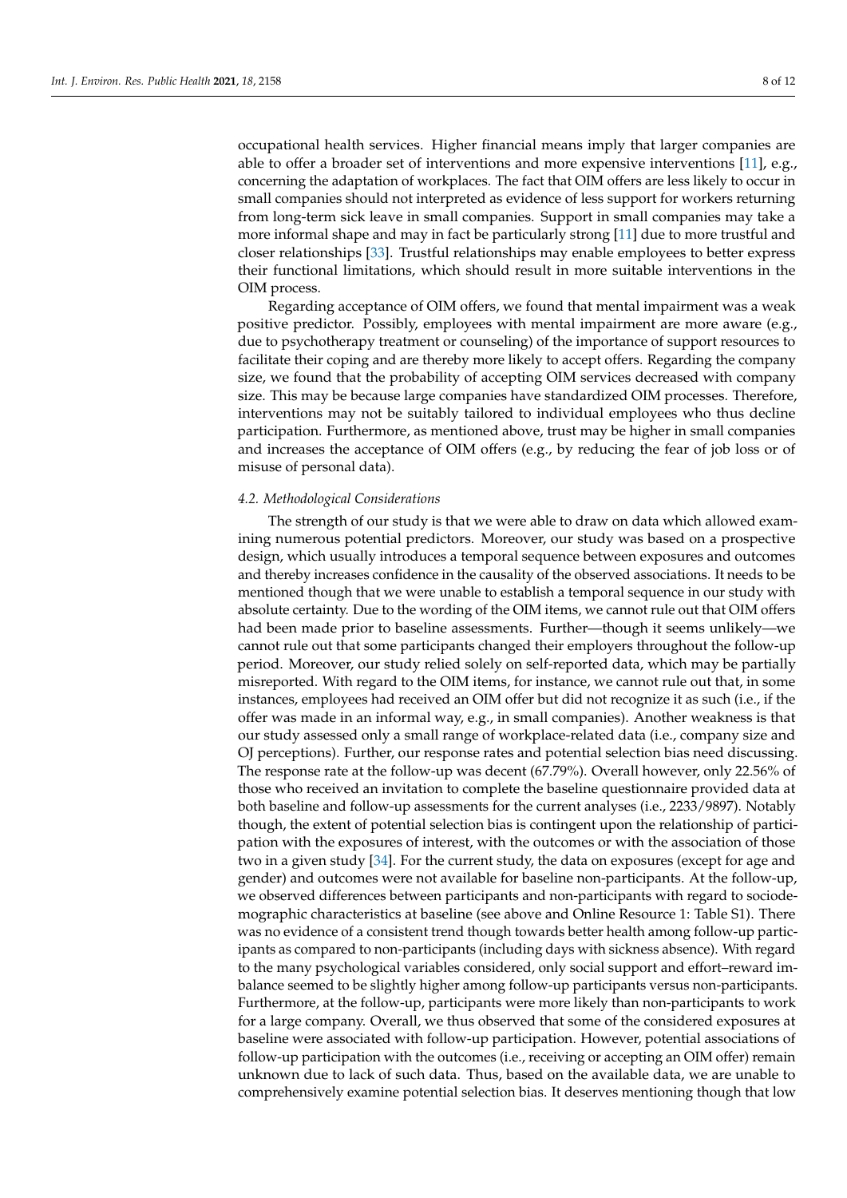occupational health services. Higher financial means imply that larger companies are able to offer a broader set of interventions and more expensive interventions [11], e.g., concerning the adaptation of workplaces. The fact that OIM offers are less likely to occur in small companies should not interpreted as evidence of less support for workers returning from long-term sick leave in small companies. Support in small companies may take a more informal shape and may in fact be particularly strong [11] due to more trustful and closer relationships [33]. Trustful relationships may enable employees to better express their functional limitations, which should result in more suitable interventions in the OIM process.

Regarding acceptance of OIM offers, we found that mental impairment was a weak positive predictor. Possibly, employees with mental impairment are more aware (e.g., due to psychotherapy treatment or counseling) of the importance of support resources to facilitate their coping and are thereby more likely to accept offers. Regarding the company size, we found that the probability of accepting OIM services decreased with company size. This may be because large companies have standardized OIM processes. Therefore, interventions may not be suitably tailored to individual employees who thus decline participation. Furthermore, as mentioned above, trust may be higher in small companies and increases the acceptance of OIM offers (e.g., by reducing the fear of job loss or of misuse of personal data).

### *4.2. Methodological Considerations*

The strength of our study is that we were able to draw on data which allowed examining numerous potential predictors. Moreover, our study was based on a prospective design, which usually introduces a temporal sequence between exposures and outcomes and thereby increases confidence in the causality of the observed associations. It needs to be mentioned though that we were unable to establish a temporal sequence in our study with absolute certainty. Due to the wording of the OIM items, we cannot rule out that OIM offers had been made prior to baseline assessments. Further—though it seems unlikely—we cannot rule out that some participants changed their employers throughout the follow-up period. Moreover, our study relied solely on self-reported data, which may be partially misreported. With regard to the OIM items, for instance, we cannot rule out that, in some instances, employees had received an OIM offer but did not recognize it as such (i.e., if the offer was made in an informal way, e.g., in small companies). Another weakness is that our study assessed only a small range of workplace-related data (i.e., company size and OJ perceptions). Further, our response rates and potential selection bias need discussing. The response rate at the follow-up was decent (67.79%). Overall however, only 22.56% of those who received an invitation to complete the baseline questionnaire provided data at both baseline and follow-up assessments for the current analyses (i.e., 2233/9897). Notably though, the extent of potential selection bias is contingent upon the relationship of participation with the exposures of interest, with the outcomes or with the association of those two in a given study [34]. For the current study, the data on exposures (except for age and gender) and outcomes were not available for baseline non-participants. At the follow-up, we observed differences between participants and non-participants with regard to sociodemographic characteristics at baseline (see above and Online Resource 1: Table S1). There was no evidence of a consistent trend though towards better health among follow-up participants as compared to non-participants (including days with sickness absence). With regard to the many psychological variables considered, only social support and effort–reward imbalance seemed to be slightly higher among follow-up participants versus non-participants. Furthermore, at the follow-up, participants were more likely than non-participants to work for a large company. Overall, we thus observed that some of the considered exposures at baseline were associated with follow-up participation. However, potential associations of follow-up participation with the outcomes (i.e., receiving or accepting an OIM offer) remain unknown due to lack of such data. Thus, based on the available data, we are unable to comprehensively examine potential selection bias. It deserves mentioning though that low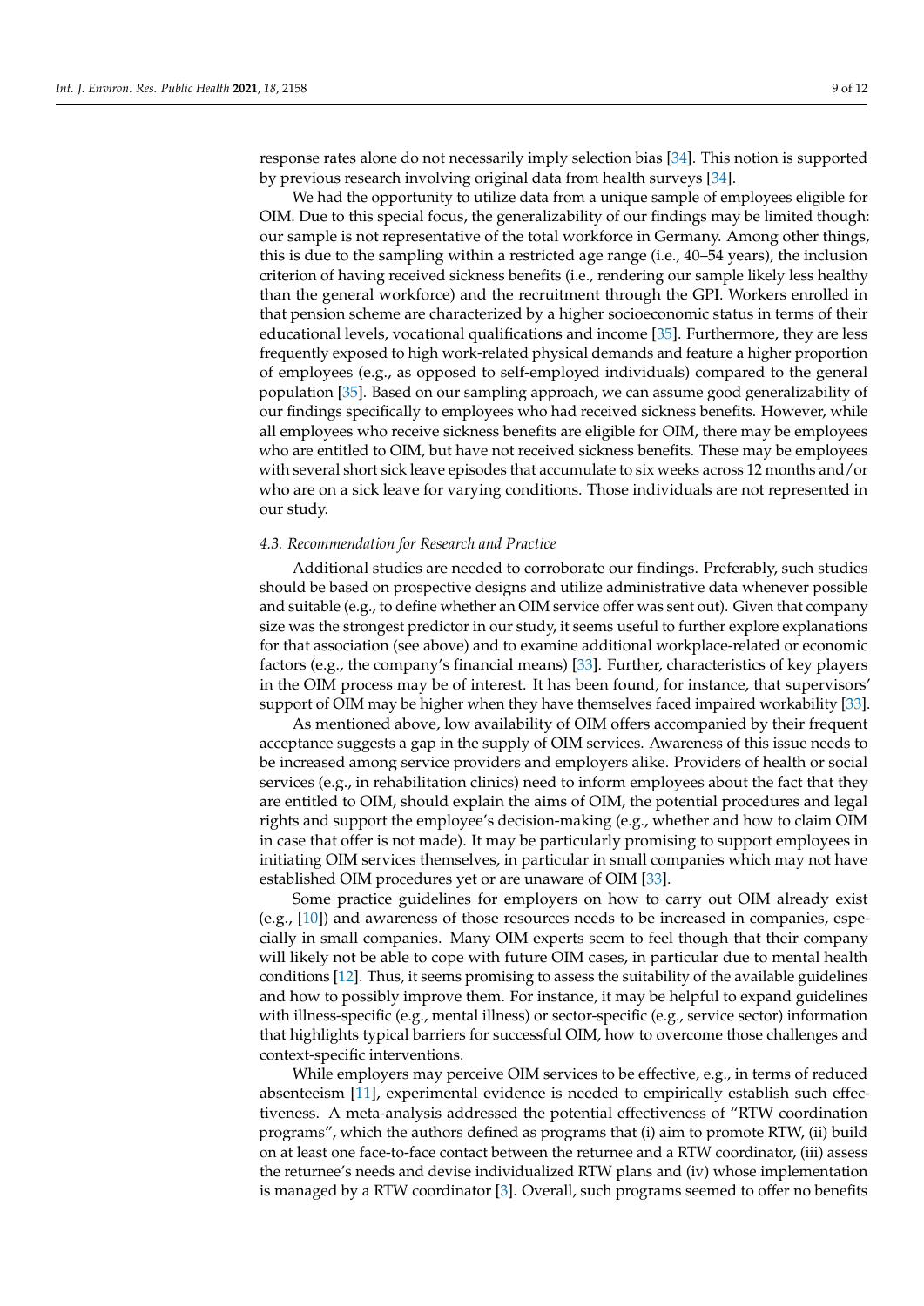response rates alone do not necessarily imply selection bias [34]. This notion is supported by previous research involving original data from health surveys [34].

We had the opportunity to utilize data from a unique sample of employees eligible for OIM. Due to this special focus, the generalizability of our findings may be limited though: our sample is not representative of the total workforce in Germany. Among other things, this is due to the sampling within a restricted age range (i.e., 40–54 years), the inclusion criterion of having received sickness benefits (i.e., rendering our sample likely less healthy than the general workforce) and the recruitment through the GPI. Workers enrolled in that pension scheme are characterized by a higher socioeconomic status in terms of their educational levels, vocational qualifications and income [35]. Furthermore, they are less frequently exposed to high work-related physical demands and feature a higher proportion of employees (e.g., as opposed to self-employed individuals) compared to the general population [35]. Based on our sampling approach, we can assume good generalizability of our findings specifically to employees who had received sickness benefits. However, while all employees who receive sickness benefits are eligible for OIM, there may be employees who are entitled to OIM, but have not received sickness benefits. These may be employees with several short sick leave episodes that accumulate to six weeks across 12 months and/or who are on a sick leave for varying conditions. Those individuals are not represented in our study.

### *4.3. Recommendation for Research and Practice*

Additional studies are needed to corroborate our findings. Preferably, such studies should be based on prospective designs and utilize administrative data whenever possible and suitable (e.g., to define whether an OIM service offer was sent out). Given that company size was the strongest predictor in our study, it seems useful to further explore explanations for that association (see above) and to examine additional workplace-related or economic factors (e.g., the company's financial means) [33]. Further, characteristics of key players in the OIM process may be of interest. It has been found, for instance, that supervisors' support of OIM may be higher when they have themselves faced impaired workability [33].

As mentioned above, low availability of OIM offers accompanied by their frequent acceptance suggests a gap in the supply of OIM services. Awareness of this issue needs to be increased among service providers and employers alike. Providers of health or social services (e.g., in rehabilitation clinics) need to inform employees about the fact that they are entitled to OIM, should explain the aims of OIM, the potential procedures and legal rights and support the employee's decision-making (e.g., whether and how to claim OIM in case that offer is not made). It may be particularly promising to support employees in initiating OIM services themselves, in particular in small companies which may not have established OIM procedures yet or are unaware of OIM [33].

Some practice guidelines for employers on how to carry out OIM already exist (e.g., [10]) and awareness of those resources needs to be increased in companies, especially in small companies. Many OIM experts seem to feel though that their company will likely not be able to cope with future OIM cases, in particular due to mental health conditions [12]. Thus, it seems promising to assess the suitability of the available guidelines and how to possibly improve them. For instance, it may be helpful to expand guidelines with illness-specific (e.g., mental illness) or sector-specific (e.g., service sector) information that highlights typical barriers for successful OIM, how to overcome those challenges and context-specific interventions.

While employers may perceive OIM services to be effective, e.g., in terms of reduced absenteeism [11], experimental evidence is needed to empirically establish such effectiveness. A meta-analysis addressed the potential effectiveness of "RTW coordination programs", which the authors defined as programs that (i) aim to promote RTW, (ii) build on at least one face-to-face contact between the returnee and a RTW coordinator, (iii) assess the returnee's needs and devise individualized RTW plans and (iv) whose implementation is managed by a RTW coordinator [3]. Overall, such programs seemed to offer no benefits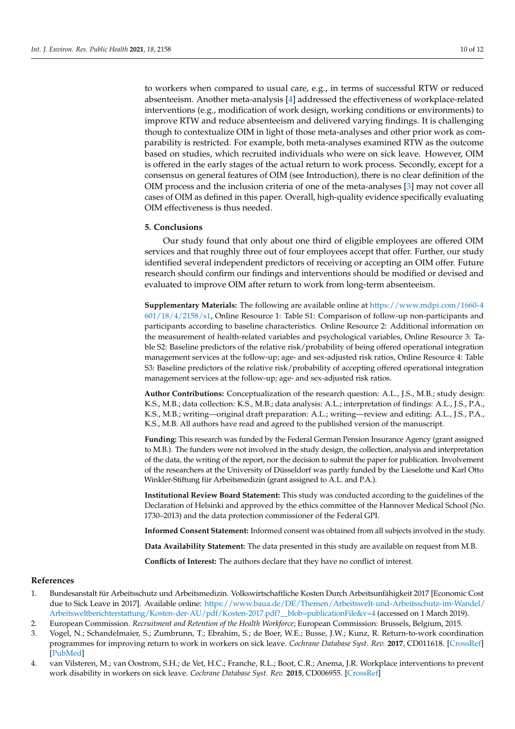to workers when compared to usual care, e.g., in terms of successful RTW or reduced absenteeism. Another meta-analysis [4] addressed the effectiveness of workplace-related interventions (e.g., modification of work design, working conditions or environments) to improve RTW and reduce absenteeism and delivered varying findings. It is challenging though to contextualize OIM in light of those meta-analyses and other prior work as comparability is restricted. For example, both meta-analyses examined RTW as the outcome based on studies, which recruited individuals who were on sick leave. However, OIM is offered in the early stages of the actual return to work process. Secondly, except for a consensus on general features of OIM (see Introduction), there is no clear definition of the OIM process and the inclusion criteria of one of the meta-analyses [3] may not cover all cases of OIM as defined in this paper. Overall, high-quality evidence specifically evaluating OIM effectiveness is thus needed.

## 5. Conclusions

Our study found that only about one third of eligible employees are offered OIM services and that roughly three out of four employees accept that offer. Further, our study identified several independent predictors of receiving or accepting an OIM offer. Future research should confirm our findings and interventions should be modified or devised and evaluated to improve OIM after return to work from long-term absenteeism.

**Supplementary Materials:** The following are available online at https://www.mdpi.com/1660-4601/18/4/2158/s1, Online Resource 1: Table S1: Comparison of follow-up non-participants and participants according to baseline characteristics. Online Resource 2: Additional information on the measurement of health-related variables and psychological variables, Online Resource 3: Table S2: Baseline predictors of the relative risk/probability of being offered operational integration management services at the follow-up; age- and sex-adjusted risk ratios, Online Resource 4: Table S3: Baseline predictors of the relative risk/probability of accepting offered operational integration management services at the follow-up; age- and sex-adjusted risk ratios.

**Author Contributions:** Conceptualization of the research question: A.L., J.S., M.B.; study design: K.S., M.B.; data collection: K.S., M.B.; data analysis: A.L.; interpretation of findings: A.L., J.S., P.A., K.S., M.B.; writing—original draft preparation: A.L.; writing—review and editing: A.L., J.S., P.A., K.S., M.B. All authors have read and agreed to the published version of the manuscript.

**Funding:** This research was funded by the Federal German Pension Insurance Agency (grant assigned to M.B.). The funders were not involved in the study design, the collection, analysis and interpretation of the data, the writing of the report, nor the decision to submit the paper for publication. Involvement of the researchers at the University of Düsseldorf was partly funded by the Lieselotte und Karl Otto Winkler-Stiftung für Arbeitsmedizin (grant assigned to A.L. and P.A.).

**Institutional Review Board Statement:** This study was conducted according to the guidelines of the Declaration of Helsinki and approved by the ethics committee of the Hannover Medical School (No. 1730–2013) and the data protection commissioner of the Federal GPI.

**Informed Consent Statement:** Informed consent was obtained from all subjects involved in the study.

**Data Availability Statement:** The data presented in this study are available on request from M.B.

**Conflicts of Interest:** The authors declare that they have no conflict of interest.

## References

1. Bundesanstalt für Arbeitsschutz und Arbeitsmedizin. Volkswirtschaftliche Kosten Durch Arbeitsunfähigkeit 2017 [Economic Cost due to Sick Leave in 2017]. Available online: https://www.baua.de/DE/Themen/Arbeitswelt-und-Arbeitsschutz-im-Wandel/Arbeitsweltberichterstattung/Kosten-der-AU/pdf/Kosten-2017.pdf?__blob=publicationFile&v=4 (accessed on 1 March 2019).
2. European Commission. *Recruitment and Retention of the Health Workforce*; European Commission: Brussels, Belgium, 2015.
3. Vogel, N.; Schandelmaier, S.; Zumbrunn, T.; Ebrahim, S.; de Boer, W.E.; Busse, J.W.; Kunz, R. Return-to-work coordination programmes for improving return to work in workers on sick leave. *Cochrane Database Syst. Rev.* **2017**, CD011618. [CrossRef] [PubMed]
4. van Vilsteren, M.; van Oostrom, S.H.; de Vet, H.C.; Franche, R.L.; Boot, C.R.; Anema, J.R. Workplace interventions to prevent work disability in workers on sick leave. *Cochrane Database Syst. Rev.* **2015**, CD006955. [CrossRef]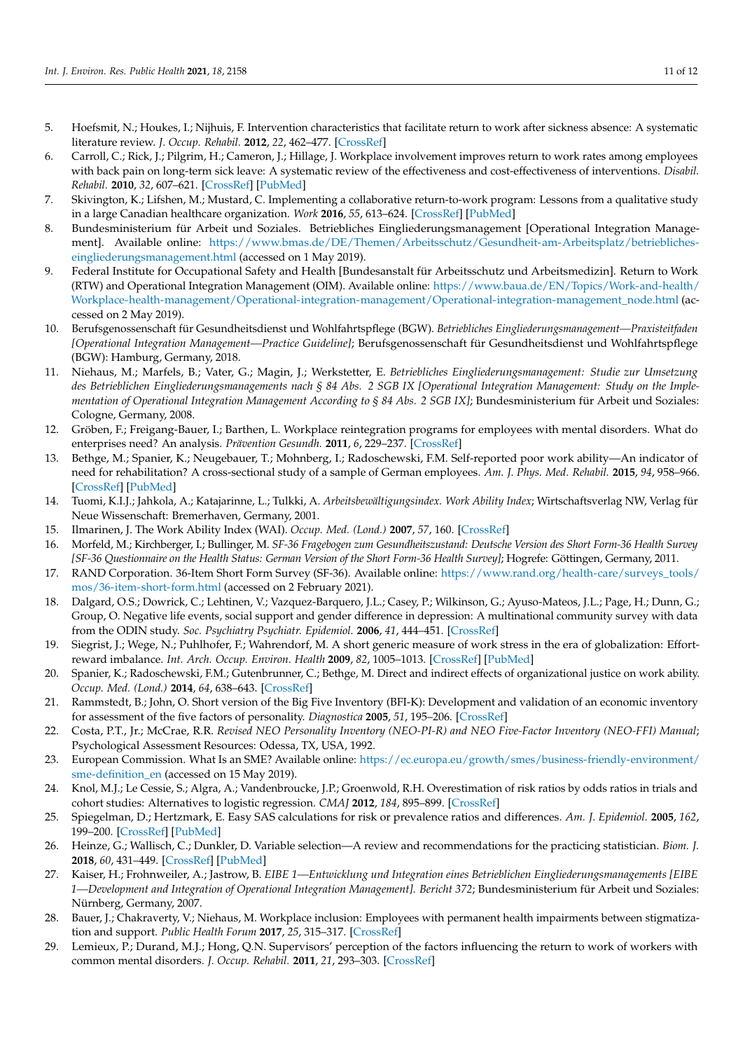5. Hoefsmit, N.; Houkes, I.; Nijhuis, F. Intervention characteristics that facilitate return to work after sickness absence: A systematic literature review. *J. Occup. Rehabil.* **2012**, *22*, 462–477. [CrossRef]
6. Carroll, C.; Rick, J.; Pilgrim, H.; Cameron, J.; Hillage, J. Workplace involvement improves return to work rates among employees with back pain on long-term sick leave: A systematic review of the effectiveness and cost-effectiveness of interventions. *Disabil. Rehabil.* **2010**, *32*, 607–621. [CrossRef] [PubMed]
7. Skivington, K.; Lifshen, M.; Mustard, C. Implementing a collaborative return-to-work program: Lessons from a qualitative study in a large Canadian healthcare organization. *Work* **2016**, *55*, 613–624. [CrossRef] [PubMed]
8. Bundesministerium für Arbeit und Soziales. Betriebliches Eingliederungsmanagement [Operational Integration Management]. Available online: https://www.bmas.de/DE/Themen/Arbeitsschutz/Gesundheit-am-Arbeitsplatz/betriebliches-eingliederungsmanagement.html (accessed on 1 May 2019).
9. Federal Institute for Occupational Safety and Health [Bundesanstalt für Arbeitsschutz und Arbeitsmedizin]. Return to Work (RTW) and Operational Integration Management (OIM). Available online: https://www.baua.de/EN/Topics/Work-and-health/Workplace-health-management/Operational-integration-management/Operational-integration-management_node.html (accessed on 2 May 2019).
10. Berufsgenossenschaft für Gesundheitsdienst und Wohlfahrtspflege (BGW). *Betriebliches Eingliederungsmanagement—Praxisteitfaden [Operational Integration Management—Practice Guideline]*; Berufsgenossenschaft für Gesundheitsdienst und Wohlfahrtspflege (BGW): Hamburg, Germany, 2018.
11. Niehaus, M.; Marfels, B.; Vater, G.; Magin, J.; Werkstetter, E. *Betriebliches Eingliederungsmanagement: Studie zur Umsetzung des Betrieblichen Eingliederungsmanagements nach § 84 Abs. 2 SGB IX [Operational Integration Management: Study on the Implementation of Operational Integration Management According to § 84 Abs. 2 SGB IX]*; Bundesministerium für Arbeit und Soziales: Cologne, Germany, 2008.
12. Gröben, F.; Freigang-Bauer, I.; Barthen, L. Workplace reintegration programs for employees with mental disorders. What do enterprises need? An analysis. *Prävention Gesundh.* **2011**, *6*, 229–237. [CrossRef]
13. Bethge, M.; Spanier, K.; Neugebauer, T.; Mohnberg, I.; Radoschewski, F.M. Self-reported poor work ability—An indicator of need for rehabilitation? A cross-sectional study of a sample of German employees. *Am. J. Phys. Med. Rehabil.* **2015**, *94*, 958–966. [CrossRef] [PubMed]
14. Tuomi, K.I.J.; Jahkola, A.; Katajarinne, L.; Tulkki, A. *Arbeitsbewältigungsindex. Work Ability Index*; Wirtschaftsverlag NW, Verlag für Neue Wissenschaft: Bremerhaven, Germany, 2001.
15. Ilmarinen, J. The Work Ability Index (WAI). *Occup. Med. (Lond.)* **2007**, *57*, 160. [CrossRef]
16. Morfeld, M.; Kirchberger, I.; Bullinger, M. *SF-36 Fragebogen zum Gesundheitszustand: Deutsche Version des Short Form-36 Health Survey [SF-36 Questionnaire on the Health Status: German Version of the Short Form-36 Health Survey]*; Hogrefe: Göttingen, Germany, 2011.
17. RAND Corporation. 36-Item Short Form Survey (SF-36). Available online: https://www.rand.org/health-care/surveys_tools/mos/36-item-short-form.html (accessed on 2 February 2021).
18. Dalgard, O.S.; Dowrick, C.; Lehtinen, V.; Vazquez-Barquero, J.L.; Casey, P.; Wilkinson, G.; Ayuso-Mateos, J.L.; Page, H.; Dunn, G.; Group, O. Negative life events, social support and gender difference in depression: A multinational community survey with data from the ODIN study. *Soc. Psychiatry Psychiatr. Epidemiol.* **2006**, *41*, 444–451. [CrossRef]
19. Siegrist, J.; Wege, N.; Puhlhofer, F.; Wahrendorf, M. A short generic measure of work stress in the era of globalization: Effort-reward imbalance. *Int. Arch. Occup. Environ. Health* **2009**, *82*, 1005–1013. [CrossRef] [PubMed]
20. Spanier, K.; Radoschewski, F.M.; Gutenbrunner, C.; Bethge, M. Direct and indirect effects of organizational justice on work ability. *Occup. Med. (Lond.)* **2014**, *64*, 638–643. [CrossRef]
21. Rammstedt, B.; John, O. Short version of the Big Five Inventory (BFI-K): Development and validation of an economic inventory for assessment of the five factors of personality. *Diagnostica* **2005**, *51*, 195–206. [CrossRef]
22. Costa, P.T., Jr.; McCrae, R.R. *Revised NEO Personality Inventory (NEO-PI-R) and NEO Five-Factor Inventory (NEO-FFI) Manual*; Psychological Assessment Resources: Odessa, TX, USA, 1992.
23. European Commission. What Is an SME? Available online: https://ec.europa.eu/growth/smes/business-friendly-environment/sme-definition_en (accessed on 15 May 2019).
24. Knol, M.J.; Le Cessie, S.; Algra, A.; Vandenbroucke, J.P.; Groenwold, R.H. Overestimation of risk ratios by odds ratios in trials and cohort studies: Alternatives to logistic regression. *CMAJ* **2012**, *184*, 895–899. [CrossRef]
25. Spiegelman, D.; Hertzmark, E. Easy SAS calculations for risk or prevalence ratios and differences. *Am. J. Epidemiol.* **2005**, *162*, 199–200. [CrossRef] [PubMed]
26. Heinze, G.; Wallisch, C.; Dunkler, D. Variable selection—A review and recommendations for the practicing statistician. *Biom. J.* **2018**, *60*, 431–449. [CrossRef] [PubMed]
27. Kaiser, H.; Frohnweiler, A.; Jastrow, B. *EIBE 1—Entwicklung und Integration eines Betrieblichen Eingliederungsmanagements [EIBE 1—Development and Integration of Operational Integration Management]. Bericht 372*; Bundesministerium für Arbeit und Soziales: Nürnberg, Germany, 2007.
28. Bauer, J.; Chakraverty, V.; Niehaus, M. Workplace inclusion: Employees with permanent health impairments between stigmatization and support. *Public Health Forum* **2017**, *25*, 315–317. [CrossRef]
29. Lemieux, P.; Durand, M.J.; Hong, Q.N. Supervisors' perception of the factors influencing the return to work of workers with common mental disorders. *J. Occup. Rehabil.* **2011**, *21*, 293–303. [CrossRef]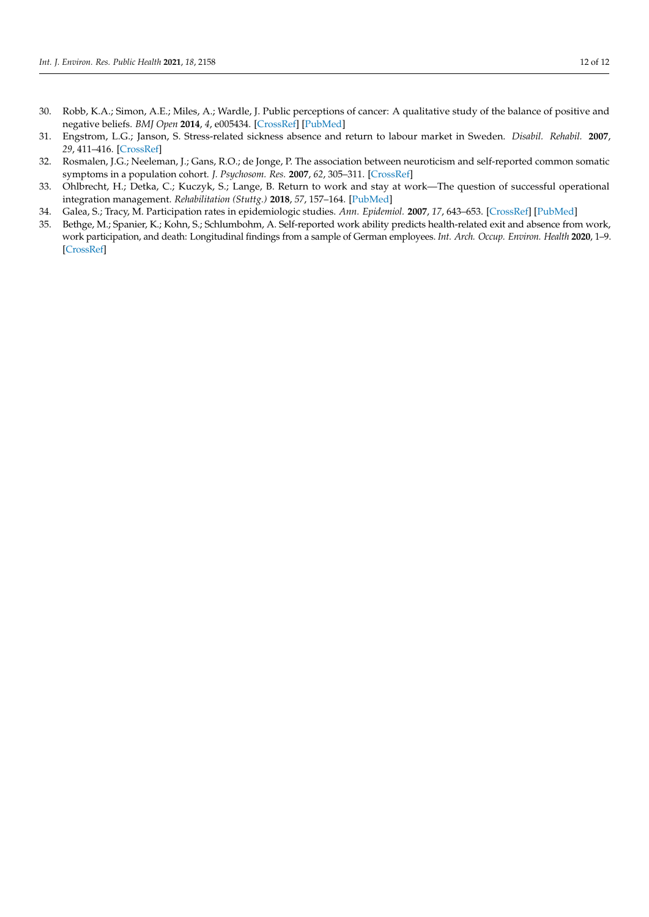30. Robb, K.A.; Simon, A.E.; Miles, A.; Wardle, J. Public perceptions of cancer: A qualitative study of the balance of positive and negative beliefs. *BMJ Open* **2014**, *4*, e005434. [CrossRef] [PubMed]
31. Engstrom, L.G.; Janson, S. Stress-related sickness absence and return to labour market in Sweden. *Disabil. Rehabil.* **2007**, *29*, 411–416. [CrossRef]
32. Rosmalen, J.G.; Neeleman, J.; Gans, R.O.; de Jonge, P. The association between neuroticism and self-reported common somatic symptoms in a population cohort. *J. Psychosom. Res.* **2007**, *62*, 305–311. [CrossRef]
33. Ohlbrecht, H.; Detka, C.; Kuczyk, S.; Lange, B. Return to work and stay at work—The question of successful operational integration management. *Rehabilitation (Stuttg.)* **2018**, *57*, 157–164. [PubMed]
34. Galea, S.; Tracy, M. Participation rates in epidemiologic studies. *Ann. Epidemiol.* **2007**, *17*, 643–653. [CrossRef] [PubMed]
35. Bethge, M.; Spanier, K.; Kohn, S.; Schlumbohm, A. Self-reported work ability predicts health-related exit and absence from work, work participation, and death: Longitudinal findings from a sample of German employees. *Int. Arch. Occup. Environ. Health* **2020**, 1–9. [CrossRef]